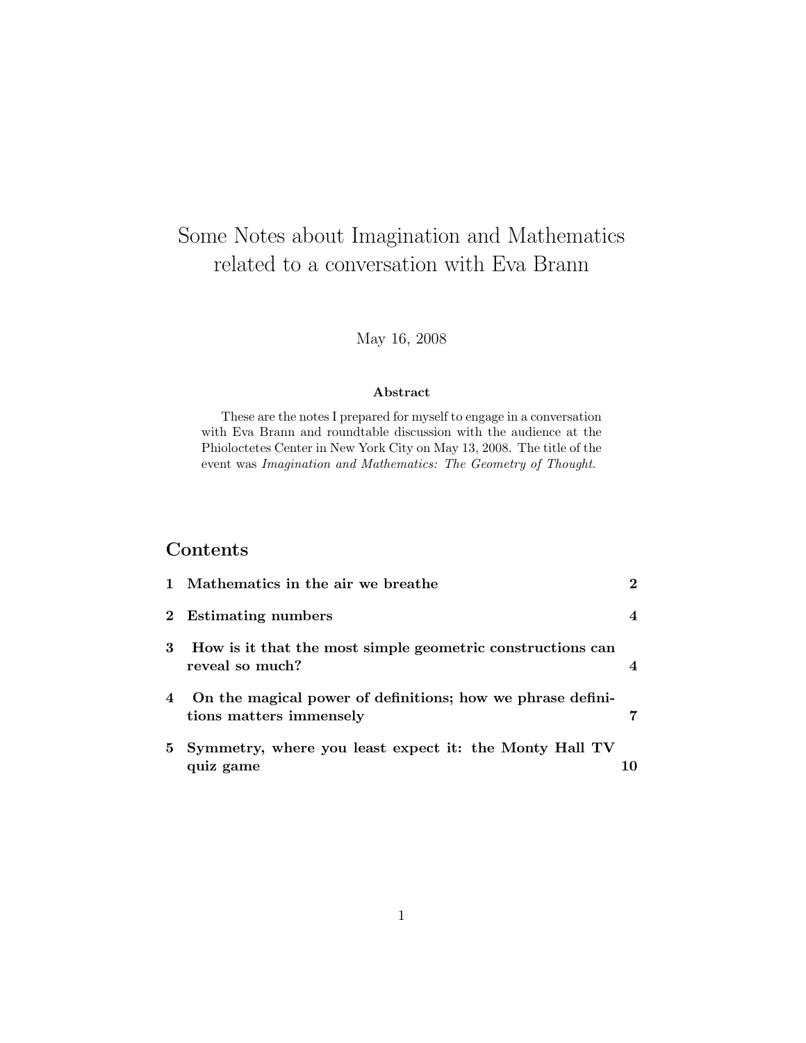# Some Notes about Imagination and Mathematics related to a conversation with Eva Brann

May 16, 2008

### Abstract

These are the notes I prepared for myself to engage in a conversation with Eva Brann and roundtable discussion with the audience at the Phioloctetes Center in New York City on May 13, 2008. The title of the event was *Imagination and Mathematics: The Geometry of Thought*.

## Contents

| | | |
|---|---|---|
| **1** | **Mathematics in the air we breathe** | **2** |
| **2** | **Estimating numbers** | **4** |
| **3** | **How is it that the most simple geometric constructions can reveal so much?** | **4** |
| **4** | **On the magical power of definitions; how we phrase definitions matters immensely** | **7** |
| **5** | **Symmetry, where you least expect it: the Monty Hall TV quiz game** | **10** |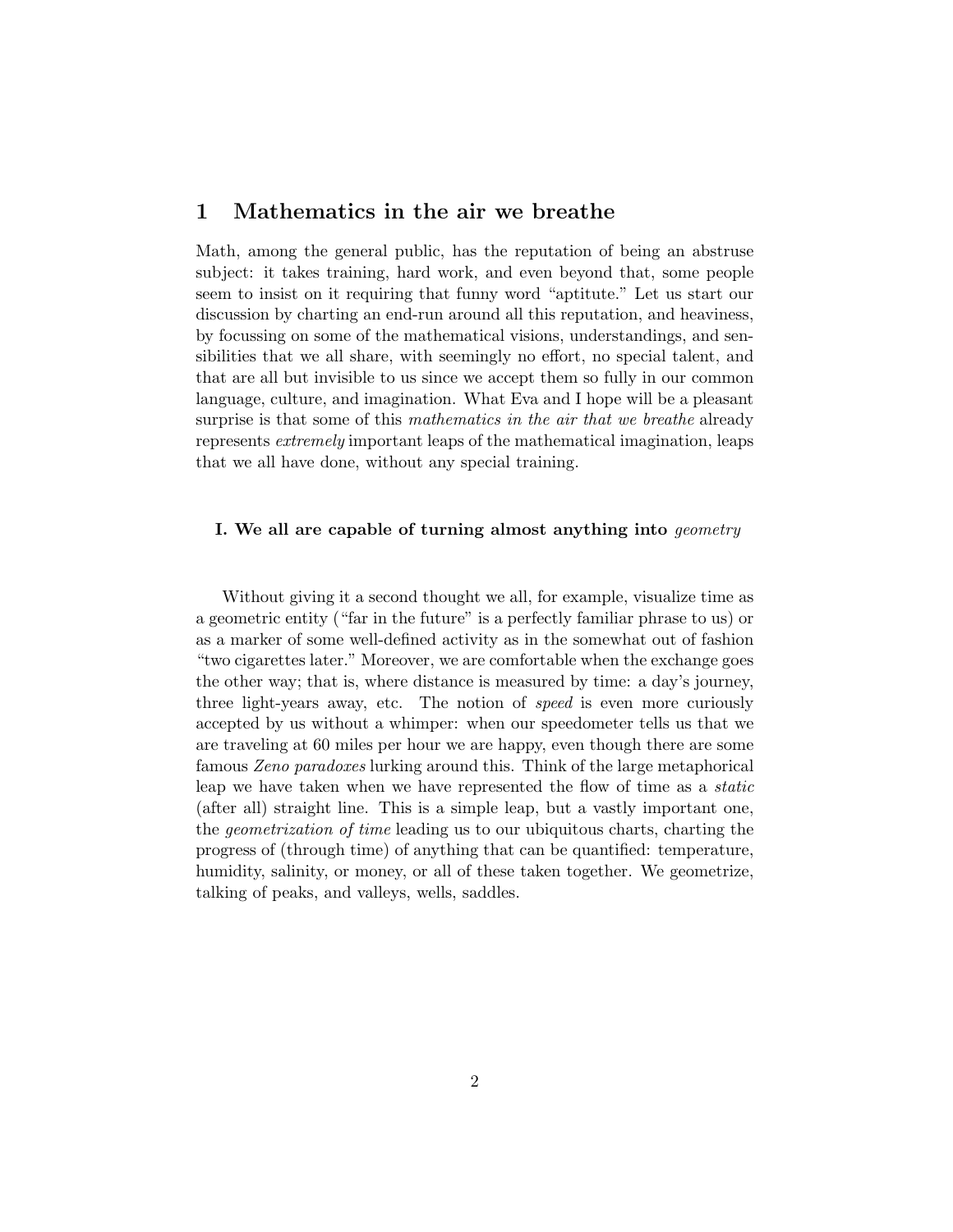## 1 Mathematics in the air we breathe

Math, among the general public, has the reputation of being an abstruse subject: it takes training, hard work, and even beyond that, some people seem to insist on it requiring that funny word "aptitute." Let us start our discussion by charting an end-run around all this reputation, and heaviness, by focussing on some of the mathematical visions, understandings, and sensibilities that we all share, with seemingly no effort, no special talent, and that are all but invisible to us since we accept them so fully in our common language, culture, and imagination. What Eva and I hope will be a pleasant surprise is that some of this *mathematics in the air that we breathe* already represents *extremely* important leaps of the mathematical imagination, leaps that we all have done, without any special training.

#### I. We all are capable of turning almost anything into *geometry*

Without giving it a second thought we all, for example, visualize time as a geometric entity ("far in the future" is a perfectly familiar phrase to us) or as a marker of some well-defined activity as in the somewhat out of fashion "two cigarettes later." Moreover, we are comfortable when the exchange goes the other way; that is, where distance is measured by time: a day's journey, three light-years away, etc. The notion of *speed* is even more curiously accepted by us without a whimper: when our speedometer tells us that we are traveling at 60 miles per hour we are happy, even though there are some famous *Zeno paradoxes* lurking around this. Think of the large metaphorical leap we have taken when we have represented the flow of time as a *static* (after all) straight line. This is a simple leap, but a vastly important one, the *geometrization of time* leading us to our ubiquitous charts, charting the progress of (through time) of anything that can be quantified: temperature, humidity, salinity, or money, or all of these taken together. We geometrize, talking of peaks, and valleys, wells, saddles.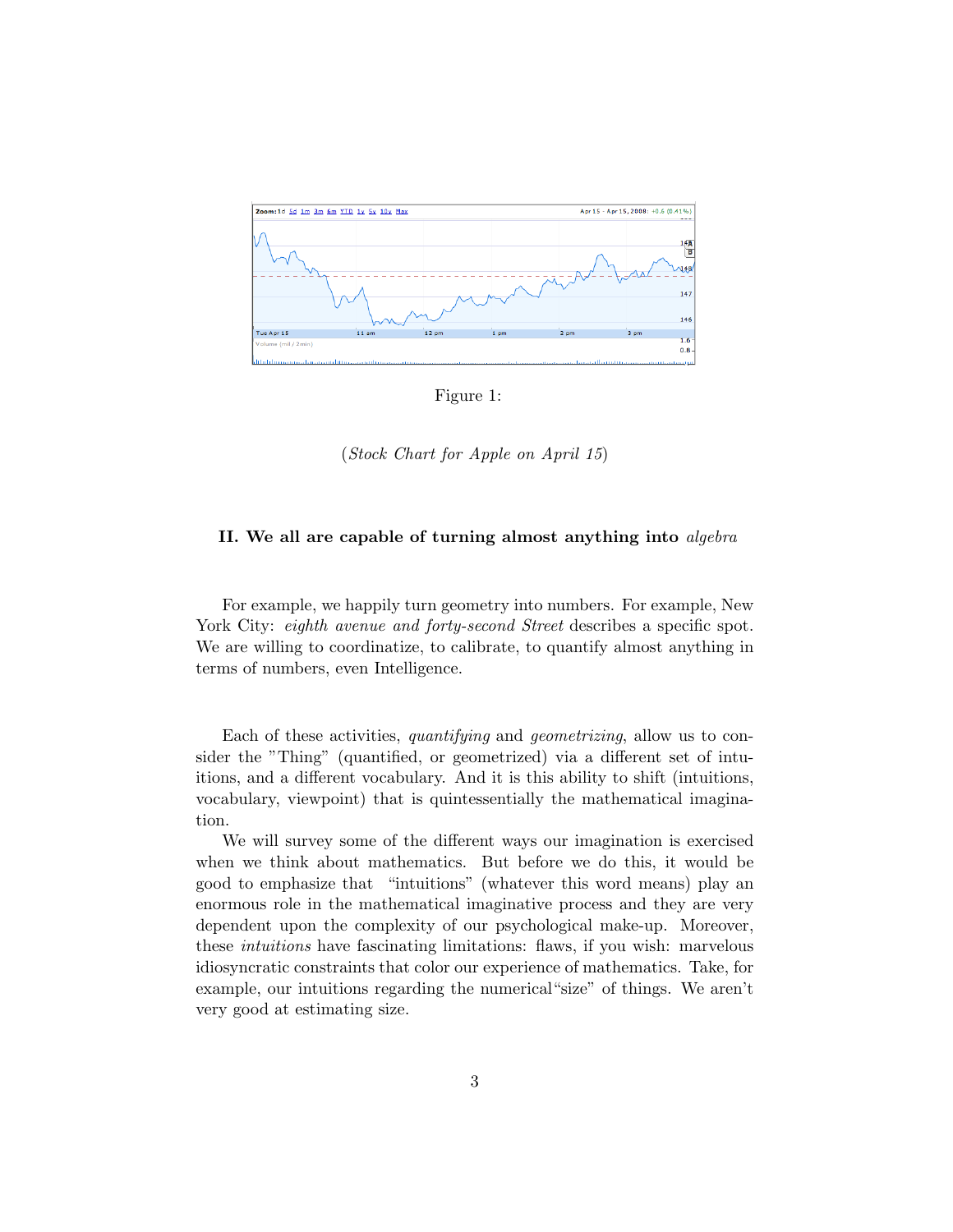Zoom: 1d 5d 1m 3m 6m YTD 1y 5y 10y Max

Apr 15 - Apr 15, 2008: +0.6 (0.41%)

148

147

146

Tue Apr 15

11 am

12 pm

1 pm

2 pm

3 pm

Volume (mil / 2min)

1.6

0.8

Figure 1:

(*Stock Chart for Apple on April 15*)

### II. We all are capable of turning almost anything into *algebra*

For example, we happily turn geometry into numbers. For example, New York City: *eighth avenue and forty-second Street* describes a specific spot. We are willing to coordinatize, to calibrate, to quantify almost anything in terms of numbers, even Intelligence.

Each of these activities, *quantifying* and *geometrizing*, allow us to consider the "Thing" (quantified, or geometrized) via a different set of intuitions, and a different vocabulary. And it is this ability to shift (intuitions, vocabulary, viewpoint) that is quintessentially the mathematical imagination.

We will survey some of the different ways our imagination is exercised when we think about mathematics. But before we do this, it would be good to emphasize that "intuitions" (whatever this word means) play an enormous role in the mathematical imaginative process and they are very dependent upon the complexity of our psychological make-up. Moreover, these *intuitions* have fascinating limitations: flaws, if you wish: marvelous idiosyncratic constraints that color our experience of mathematics. Take, for example, our intuitions regarding the numerical "size" of things. We aren't very good at estimating size.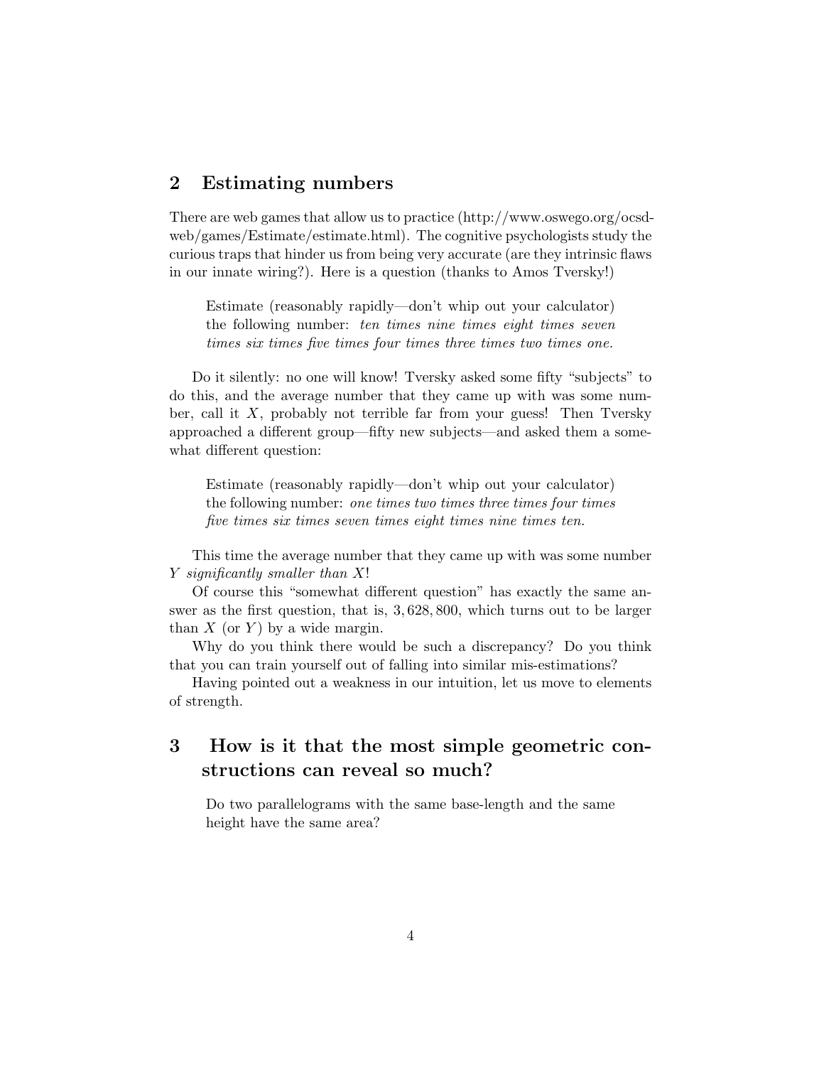## 2 Estimating numbers

There are web games that allow us to practice (http://www.oswego.org/ocsd-web/games/Estimate/estimate.html). The cognitive psychologists study the curious traps that hinder us from being very accurate (are they intrinsic flaws in our innate wiring?). Here is a question (thanks to Amos Tversky!)

> Estimate (reasonably rapidly—don't whip out your calculator) the following number: *ten times nine times eight times seven times six times five times four times three times two times one.*

Do it silently: no one will know! Tversky asked some fifty "subjects" to do this, and the average number that they came up with was some number, call it $X$, probably not terrible far from your guess! Then Tversky approached a different group—fifty new subjects—and asked them a somewhat different question:

> Estimate (reasonably rapidly—don't whip out your calculator) the following number: *one times two times three times four times five times six times seven times eight times nine times ten.*

This time the average number that they came up with was some number $Y$ *significantly smaller than* $X$!

Of course this "somewhat different question" has exactly the same answer as the first question, that is, $3,628,800$, which turns out to be larger than $X$ (or $Y$) by a wide margin.

Why do you think there would be such a discrepancy? Do you think that you can train yourself out of falling into similar mis-estimations?

Having pointed out a weakness in our intuition, let us move to elements of strength.

## 3 How is it that the most simple geometric constructions can reveal so much?

> Do two parallelograms with the same base-length and the same height have the same area?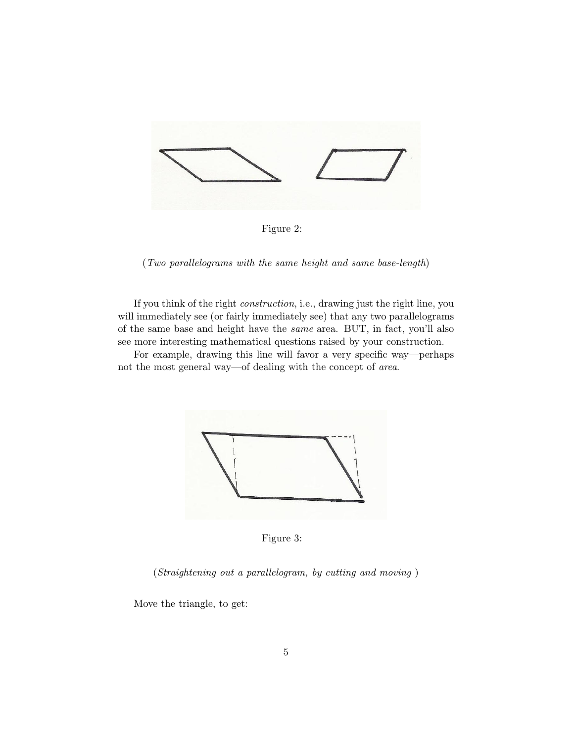Figure 2:

(*Two parallelograms with the same height and same base-length*)

If you think of the right *construction*, i.e., drawing just the right line, you will immediately see (or fairly immediately see) that any two parallelograms of the same base and height have the *same* area. BUT, in fact, you'll also see more interesting mathematical questions raised by your construction.

For example, drawing this line will favor a very specific way—perhaps not the most general way—of dealing with the concept of *area*.

Figure 3:

(*Straightening out a parallelogram, by cutting and moving* )

Move the triangle, to get: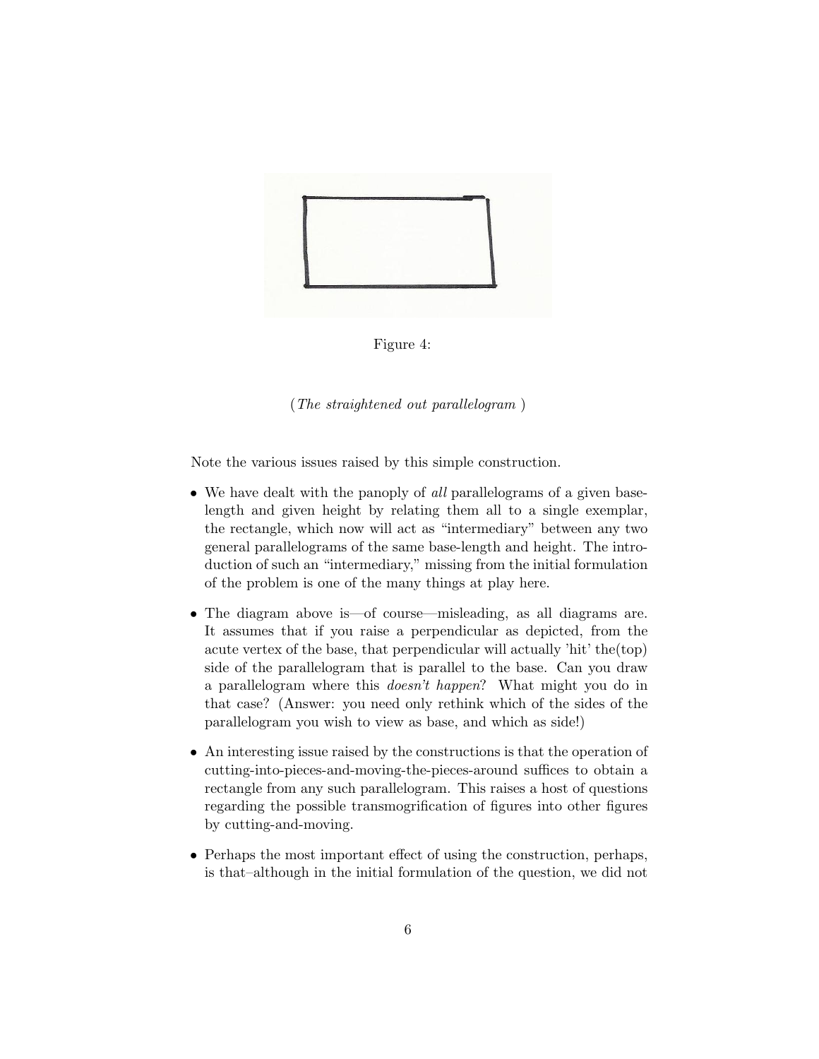Figure 4:

(*The straightened out parallelogram* )

Note the various issues raised by this simple construction.

- We have dealt with the panoply of *all* parallelograms of a given base-length and given height by relating them all to a single exemplar, the rectangle, which now will act as "intermediary" between any two general parallelograms of the same base-length and height. The introduction of such an "intermediary," missing from the initial formulation of the problem is one of the many things at play here.
- The diagram above is—of course—misleading, as all diagrams are. It assumes that if you raise a perpendicular as depicted, from the acute vertex of the base, that perpendicular will actually 'hit' the(top) side of the parallelogram that is parallel to the base. Can you draw a parallelogram where this *doesn't happen*? What might you do in that case? (Answer: you need only rethink which of the sides of the parallelogram you wish to view as base, and which as side!)
- An interesting issue raised by the constructions is that the operation of cutting-into-pieces-and-moving-the-pieces-around suffices to obtain a rectangle from any such parallelogram. This raises a host of questions regarding the possible transmogrification of figures into other figures by cutting-and-moving.
- Perhaps the most important effect of using the construction, perhaps, is that–although in the initial formulation of the question, we did not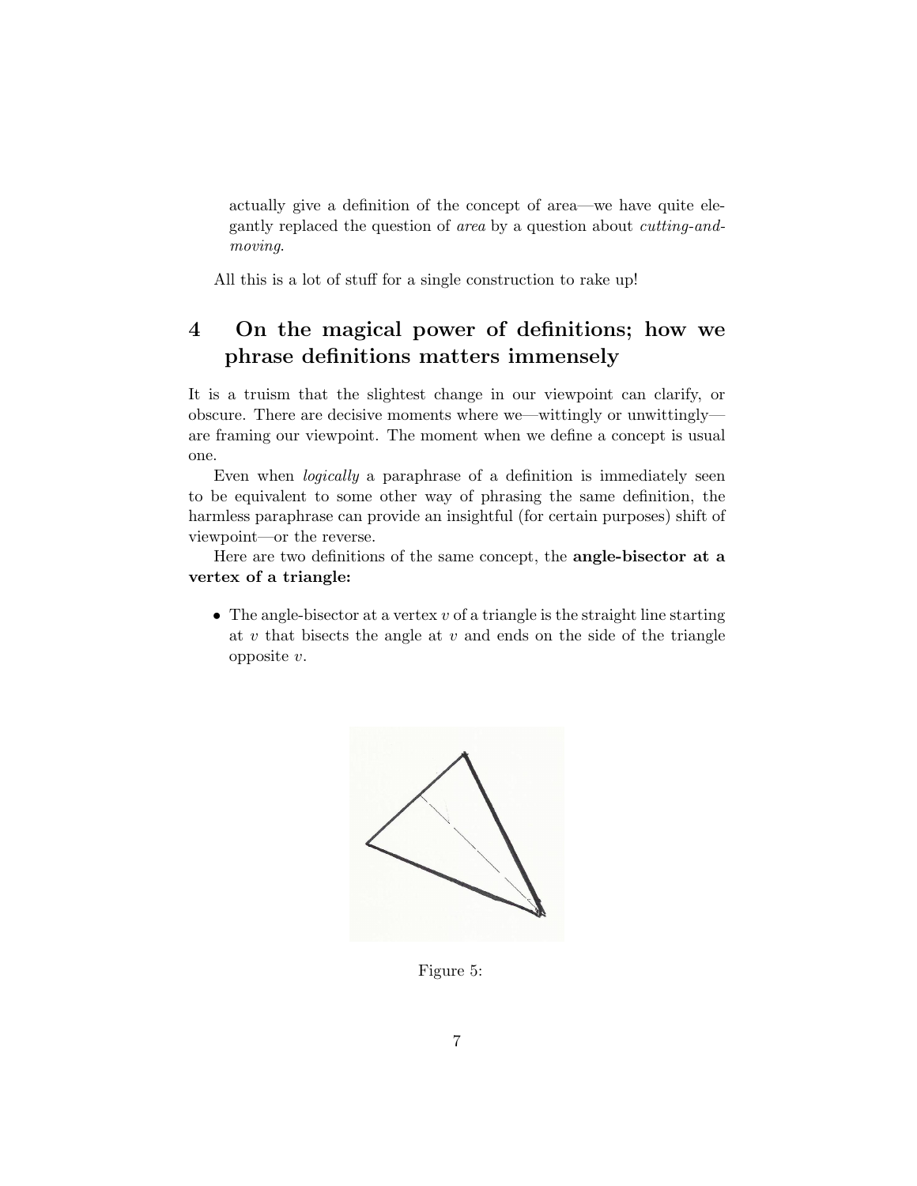actually give a definition of the concept of area—we have quite elegantly replaced the question of *area* by a question about *cutting-and-moving*.

All this is a lot of stuff for a single construction to rake up!

## 4 On the magical power of definitions; how we phrase definitions matters immensely

It is a truism that the slightest change in our viewpoint can clarify, or obscure. There are decisive moments where we—wittingly or unwittingly—are framing our viewpoint. The moment when we define a concept is usual one.

Even when *logically* a paraphrase of a definition is immediately seen to be equivalent to some other way of phrasing the same definition, the harmless paraphrase can provide an insightful (for certain purposes) shift of viewpoint—or the reverse.

Here are two definitions of the same concept, the **angle-bisector at a vertex of a triangle:**

- The angle-bisector at a vertex $v$ of a triangle is the straight line starting at $v$ that bisects the angle at $v$ and ends on the side of the triangle opposite $v$.

Figure 5: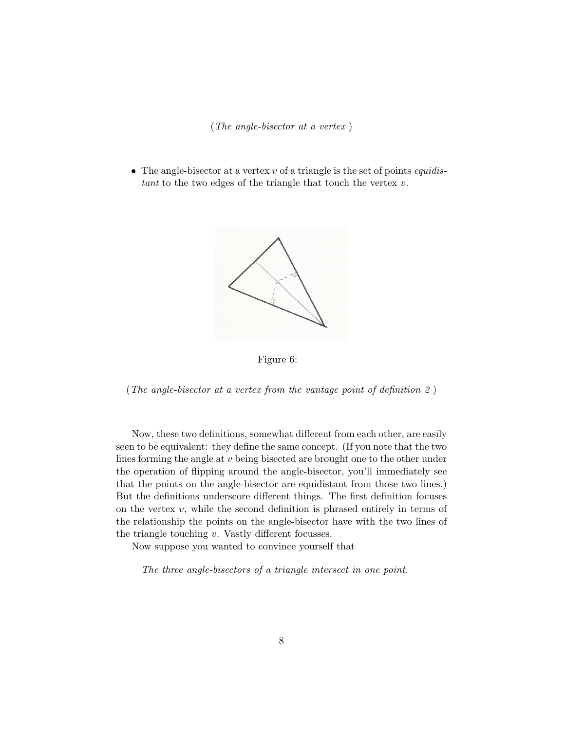(*The angle-bisector at a vertex* )

- The angle-bisector at a vertex $v$ of a triangle is the set of points *equidistant* to the two edges of the triangle that touch the vertex $v$.

Figure 6:

(*The angle-bisector at a vertex from the vantage point of definition 2* )

Now, these two definitions, somewhat different from each other, are easily seen to be equivalent: they define the same concept. (If you note that the two lines forming the angle at $v$ being bisected are brought one to the other under the operation of flipping around the angle-bisector, you'll immediately see that the points on the angle-bisector are equidistant from those two lines.) But the definitions underscore different things. The first definition focuses on the vertex $v$, while the second definition is phrased entirely in terms of the relationship the points on the angle-bisector have with the two lines of the triangle touching $v$. Vastly different focusses.

Now suppose you wanted to convince yourself that

*The three angle-bisectors of a triangle intersect in one point.*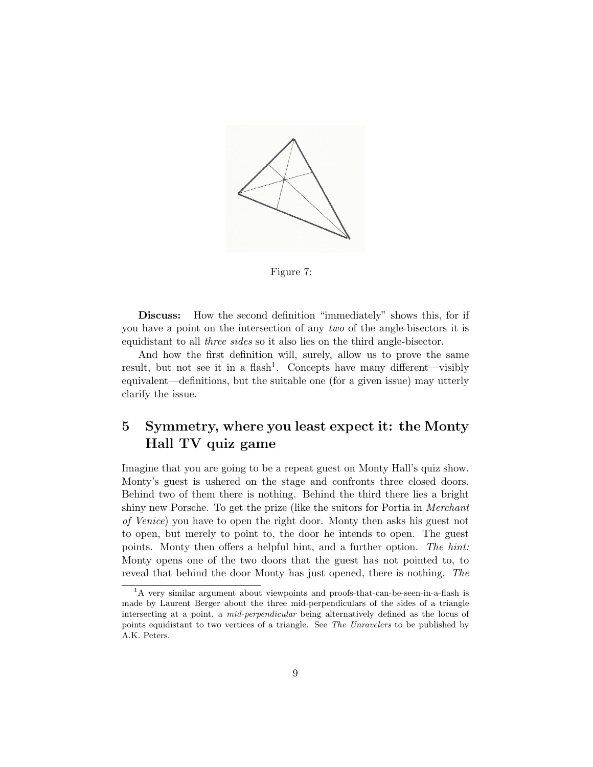Figure 7:

**Discuss:** How the second definition "immediately" shows this, for if you have a point on the intersection of any *two* of the angle-bisectors it is equidistant to all *three sides* so it also lies on the third angle-bisector.

And how the first definition will, surely, allow us to prove the same result, but not see it in a flash[1]. Concepts have many different—visibly equivalent—definitions, but the suitable one (for a given issue) may utterly clarify the issue.

## 5 Symmetry, where you least expect it: the Monty Hall TV quiz game

Imagine that you are going to be a repeat guest on Monty Hall's quiz show. Monty's guest is ushered on the stage and confronts three closed doors. Behind two of them there is nothing. Behind the third there lies a bright shiny new Porsche. To get the prize (like the suitors for Portia in *Merchant of Venice*) you have to open the right door. Monty then asks his guest not to open, but merely to point to, the door he intends to open. The guest points. Monty then offers a helpful hint, and a further option. *The hint:* Monty opens one of the two doors that the guest has not pointed to, to reveal that behind the door Monty has just opened, there is nothing. *The*

[1] A very similar argument about viewpoints and proofs-that-can-be-seen-in-a-flash is made by Laurent Berger about the three mid-perpendiculars of the sides of a triangle intersecting at a point, a *mid-perpendicular* being alternatively defined as the locus of points equidistant to two vertices of a triangle. See *The Unravelers* to be published by A.K. Peters.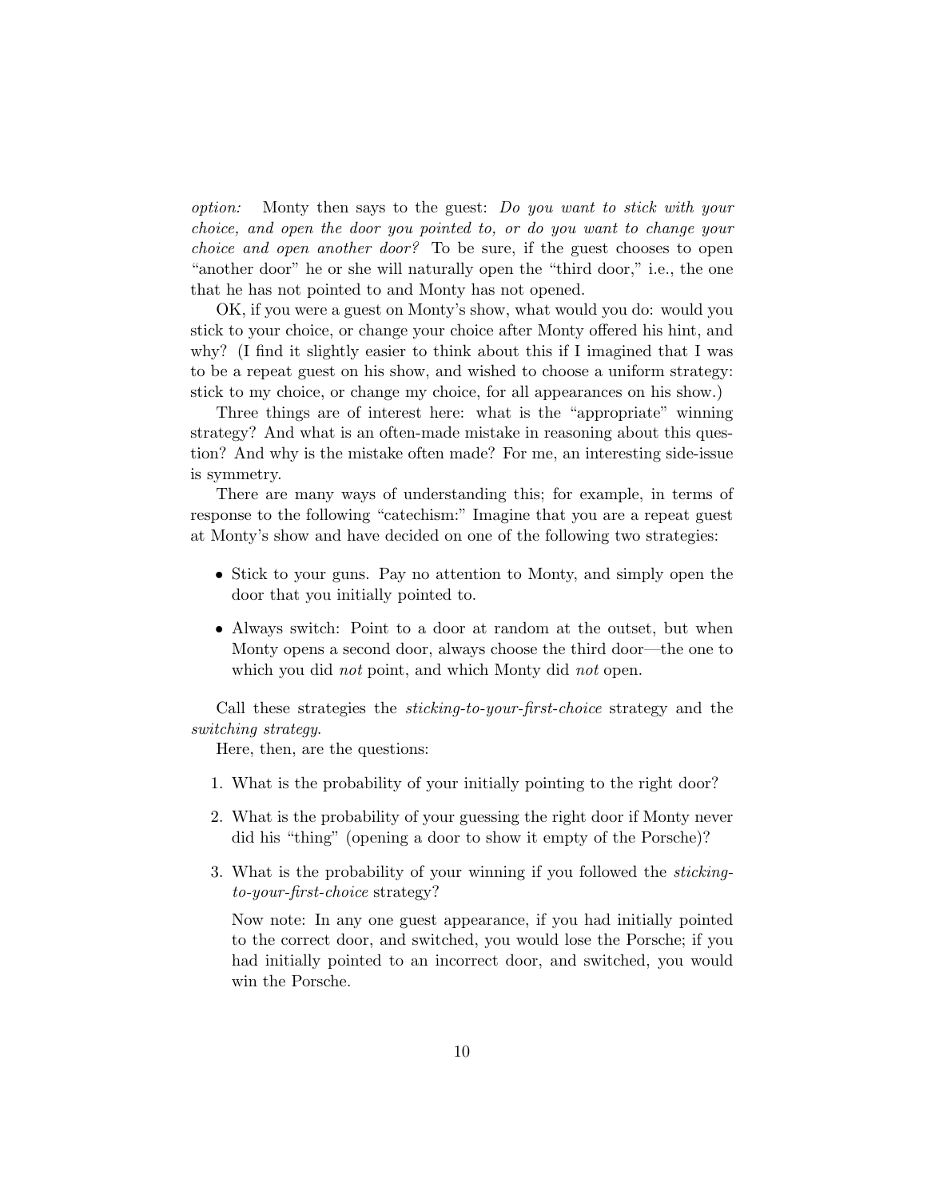*option:* Monty then says to the guest: *Do you want to stick with your choice, and open the door you pointed to, or do you want to change your choice and open another door?* To be sure, if the guest chooses to open "another door" he or she will naturally open the "third door," i.e., the one that he has not pointed to and Monty has not opened.

OK, if you were a guest on Monty's show, what would you do: would you stick to your choice, or change your choice after Monty offered his hint, and why? (I find it slightly easier to think about this if I imagined that I was to be a repeat guest on his show, and wished to choose a uniform strategy: stick to my choice, or change my choice, for all appearances on his show.)

Three things are of interest here: what is the "appropriate" winning strategy? And what is an often-made mistake in reasoning about this question? And why is the mistake often made? For me, an interesting side-issue is symmetry.

There are many ways of understanding this; for example, in terms of response to the following "catechism:" Imagine that you are a repeat guest at Monty's show and have decided on one of the following two strategies:

- Stick to your guns. Pay no attention to Monty, and simply open the door that you initially pointed to.
- Always switch: Point to a door at random at the outset, but when Monty opens a second door, always choose the third door—the one to which you did *not* point, and which Monty did *not* open.

Call these strategies the *sticking-to-your-first-choice* strategy and the *switching strategy*.

Here, then, are the questions:

1. What is the probability of your initially pointing to the right door?
2. What is the probability of your guessing the right door if Monty never did his "thing" (opening a door to show it empty of the Porsche)?
3. What is the probability of your winning if you followed the *sticking-to-your-first-choice* strategy?

   Now note: In any one guest appearance, if you had initially pointed to the correct door, and switched, you would lose the Porsche; if you had initially pointed to an incorrect door, and switched, you would win the Porsche.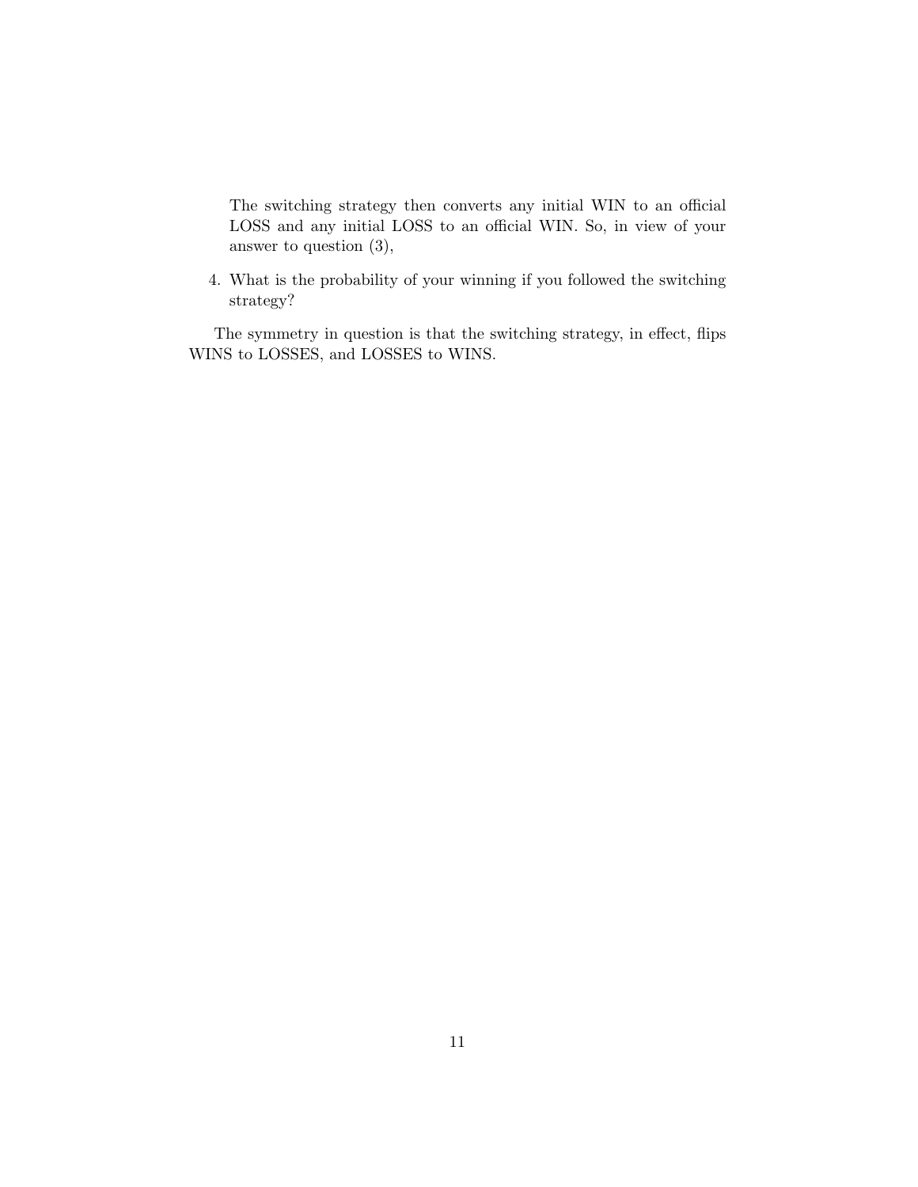The switching strategy then converts any initial WIN to an official LOSS and any initial LOSS to an official WIN. So, in view of your answer to question (3),

4. What is the probability of your winning if you followed the switching strategy?

The symmetry in question is that the switching strategy, in effect, flips WINS to LOSSES, and LOSSES to WINS.